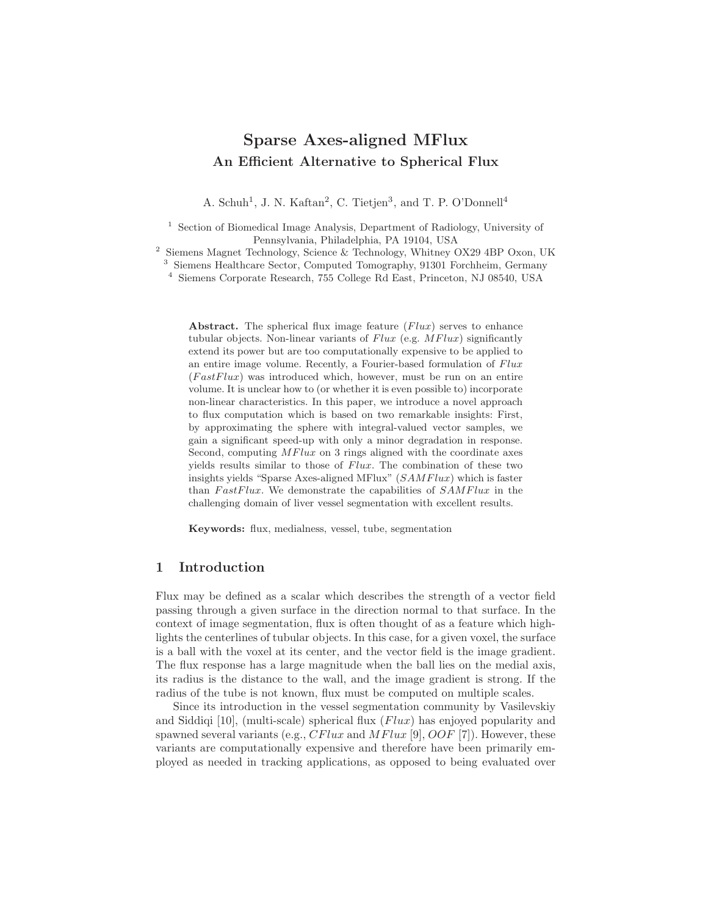# Sparse Axes-aligned MFlux

## An Efficient Alternative to Spherical Flux

A. Schuh[1], J. N. Kaftan[2], C. Tietjen[3], and T. P. O'Donnell[4]

[1] Section of Biomedical Image Analysis, Department of Radiology, University of Pennsylvania, Philadelphia, PA 19104, USA

[2] Siemens Magnet Technology, Science & Technology, Whitney OX29 4BP Oxon, UK

[3] Siemens Healthcare Sector, Computed Tomography, 91301 Forchheim, Germany

[4] Siemens Corporate Research, 755 College Rd East, Princeton, NJ 08540, USA

**Abstract.** The spherical flux image feature ($Flux$) serves to enhance tubular objects. Non-linear variants of $Flux$ (e.g. $MFlux$) significantly extend its power but are too computationally expensive to be applied to an entire image volume. Recently, a Fourier-based formulation of $Flux$ ($FastFlux$) was introduced which, however, must be run on an entire volume. It is unclear how to (or whether it is even possible to) incorporate non-linear characteristics. In this paper, we introduce a novel approach to flux computation which is based on two remarkable insights: First, by approximating the sphere with integral-valued vector samples, we gain a significant speed-up with only a minor degradation in response. Second, computing $MFlux$ on 3 rings aligned with the coordinate axes yields results similar to those of $Flux$. The combination of these two insights yields "Sparse Axes-aligned MFlux" ($SAMFlux$) which is faster than $FastFlux$. We demonstrate the capabilities of $SAMFlux$ in the challenging domain of liver vessel segmentation with excellent results.

**Keywords:** flux, medialness, vessel, tube, segmentation

## 1 Introduction

Flux may be defined as a scalar which describes the strength of a vector field passing through a given surface in the direction normal to that surface. In the context of image segmentation, flux is often thought of as a feature which highlights the centerlines of tubular objects. In this case, for a given voxel, the surface is a ball with the voxel at its center, and the vector field is the image gradient. The flux response has a large magnitude when the ball lies on the medial axis, its radius is the distance to the wall, and the image gradient is strong. If the radius of the tube is not known, flux must be computed on multiple scales.

Since its introduction in the vessel segmentation community by Vasilevskiy and Siddiqi [10], (multi-scale) spherical flux ($Flux$) has enjoyed popularity and spawned several variants (e.g., $CFlux$ and $MFlux$ [9], $OOF$ [7]). However, these variants are computationally expensive and therefore have been primarily employed as needed in tracking applications, as opposed to being evaluated over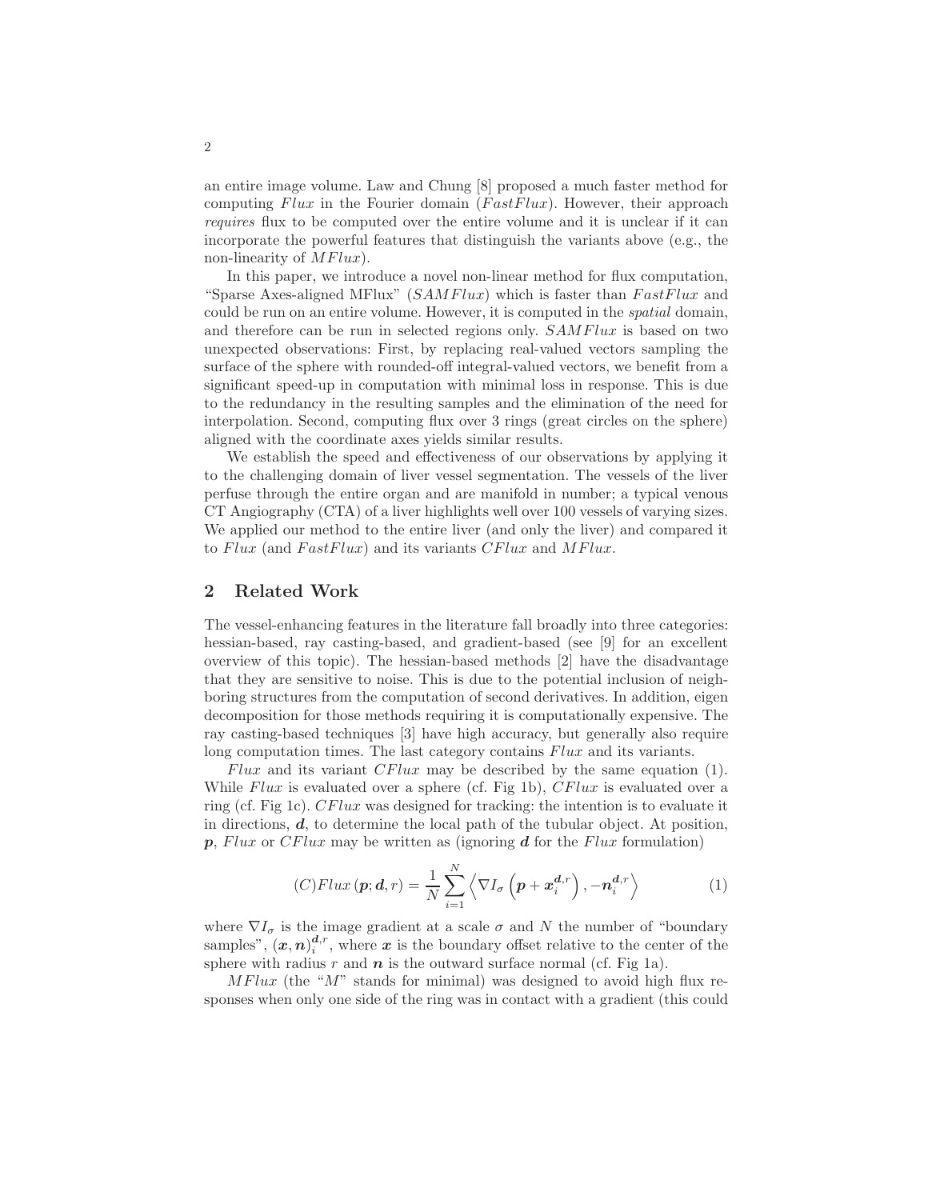an entire image volume. Law and Chung [8] proposed a much faster method for computing $Flux$ in the Fourier domain ($FastFlux$). However, their approach *requires* flux to be computed over the entire volume and it is unclear if it can incorporate the powerful features that distinguish the variants above (e.g., the non-linearity of $MFlux$).

In this paper, we introduce a novel non-linear method for flux computation, "Sparse Axes-aligned MFlux" ($SAMFlux$) which is faster than $FastFlux$ and could be run on an entire volume. However, it is computed in the *spatial* domain, and therefore can be run in selected regions only. $SAMFlux$ is based on two unexpected observations: First, by replacing real-valued vectors sampling the surface of the sphere with rounded-off integral-valued vectors, we benefit from a significant speed-up in computation with minimal loss in response. This is due to the redundancy in the resulting samples and the elimination of the need for interpolation. Second, computing flux over 3 rings (great circles on the sphere) aligned with the coordinate axes yields similar results.

We establish the speed and effectiveness of our observations by applying it to the challenging domain of liver vessel segmentation. The vessels of the liver perfuse through the entire organ and are manifold in number; a typical venous CT Angiography (CTA) of a liver highlights well over 100 vessels of varying sizes. We applied our method to the entire liver (and only the liver) and compared it to $Flux$ (and $FastFlux$) and its variants $CFlux$ and $MFlux$.

## 2 Related Work

The vessel-enhancing features in the literature fall broadly into three categories: hessian-based, ray casting-based, and gradient-based (see [9] for an excellent overview of this topic). The hessian-based methods [2] have the disadvantage that they are sensitive to noise. This is due to the potential inclusion of neighboring structures from the computation of second derivatives. In addition, eigen decomposition for those methods requiring it is computationally expensive. The ray casting-based techniques [3] have high accuracy, but generally also require long computation times. The last category contains $Flux$ and its variants.

$Flux$ and its variant $CFlux$ may be described by the same equation (1). While $Flux$ is evaluated over a sphere (cf. Fig 1b), $CFlux$ is evaluated over a ring (cf. Fig 1c). $CFlux$ was designed for tracking: the intention is to evaluate it in directions, $\boldsymbol{d}$, to determine the local path of the tubular object. At position, $\boldsymbol{p}$, $Flux$ or $CFlux$ may be written as (ignoring $\boldsymbol{d}$ for the $Flux$ formulation)

$$(C)Flux\left(\boldsymbol{p};\boldsymbol{d},r\right) = \frac{1}{N}\sum_{i=1}^{N}\left\langle \nabla I_{\sigma}\left(\boldsymbol{p}+\boldsymbol{x}_{i}^{\boldsymbol{d},r}\right), -\boldsymbol{n}_{i}^{\boldsymbol{d},r}\right\rangle \qquad (1)$$

where $\nabla I_{\sigma}$ is the image gradient at a scale $\sigma$ and $N$ the number of "boundary samples", $(\boldsymbol{x},\boldsymbol{n})_{i}^{\boldsymbol{d},r}$, where $\boldsymbol{x}$ is the boundary offset relative to the center of the sphere with radius $r$ and $\boldsymbol{n}$ is the outward surface normal (cf. Fig 1a).

$MFlux$ (the "$M$" stands for minimal) was designed to avoid high flux responses when only one side of the ring was in contact with a gradient (this could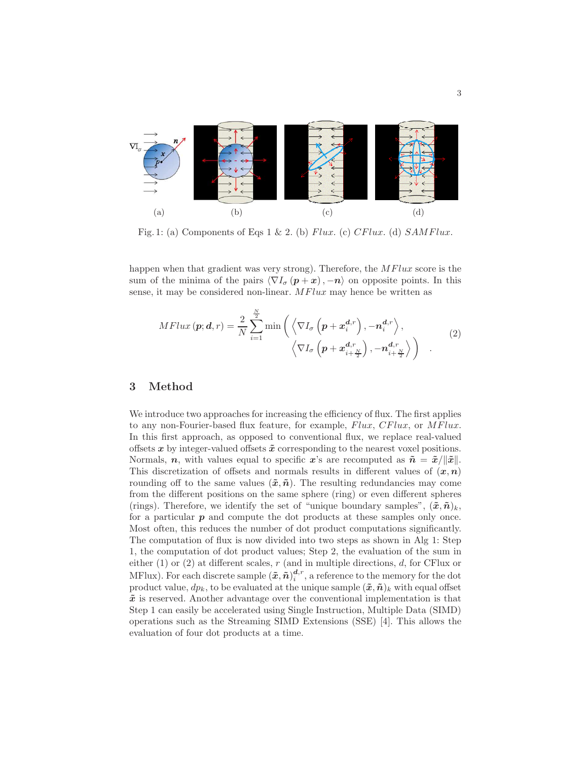Fig. 1: (a) Components of Eqs 1 & 2. (b) *Flux*. (c) *CFlux*. (d) *SAMFlux*.

happen when that gradient was very strong). Therefore, the *MFlux* score is the sum of the minima of the pairs $\langle \nabla I_\sigma (\boldsymbol{p}+\boldsymbol{x}), -\boldsymbol{n} \rangle$ on opposite points. In this sense, it may be considered non-linear. *MFlux* may hence be written as

$$MFlux\,(\boldsymbol{p};\boldsymbol{d},r) = \frac{2}{N}\sum_{i=1}^{\frac{N}{2}} \min\Bigg( \left\langle \nabla I_\sigma \left(\boldsymbol{p}+\boldsymbol{x}_i^{\boldsymbol{d},r}\right), -\boldsymbol{n}_i^{\boldsymbol{d},r} \right\rangle, \left\langle \nabla I_\sigma \left(\boldsymbol{p}+\boldsymbol{x}_{i+\frac{N}{2}}^{\boldsymbol{d},r}\right), -\boldsymbol{n}_{i+\frac{N}{2}}^{\boldsymbol{d},r} \right\rangle \Bigg) \quad . \tag{2}$$

## 3 Method

We introduce two approaches for increasing the efficiency of flux. The first applies to any non-Fourier-based flux feature, for example, *Flux*, *CFlux*, or *MFlux*. In this first approach, as opposed to conventional flux, we replace real-valued offsets $\boldsymbol{x}$ by integer-valued offsets $\tilde{\boldsymbol{x}}$ corresponding to the nearest voxel positions. Normals, $\boldsymbol{n}$, with values equal to specific $\boldsymbol{x}$'s are recomputed as $\tilde{\boldsymbol{n}} = \tilde{\boldsymbol{x}}/\|\tilde{\boldsymbol{x}}\|$. This discretization of offsets and normals results in different values of $(\boldsymbol{x},\boldsymbol{n})$ rounding off to the same values $(\tilde{\boldsymbol{x}},\tilde{\boldsymbol{n}})$. The resulting redundancies may come from the different positions on the same sphere (ring) or even different spheres (rings). Therefore, we identify the set of "unique boundary samples", $(\tilde{\boldsymbol{x}},\tilde{\boldsymbol{n}})_k$, for a particular $\boldsymbol{p}$ and compute the dot products at these samples only once. Most often, this reduces the number of dot product computations significantly. The computation of flux is now divided into two steps as shown in Alg 1: Step 1, the computation of dot product values; Step 2, the evaluation of the sum in either (1) or (2) at different scales, $r$ (and in multiple directions, $d$, for CFlux or MFlux). For each discrete sample $(\tilde{\boldsymbol{x}},\tilde{\boldsymbol{n}})_i^{\boldsymbol{d},r}$, a reference to the memory for the dot product value, $dp_k$, to be evaluated at the unique sample $(\tilde{\boldsymbol{x}},\tilde{\boldsymbol{n}})_k$ with equal offset $\tilde{\boldsymbol{x}}$ is reserved. Another advantage over the conventional implementation is that Step 1 can easily be accelerated using Single Instruction, Multiple Data (SIMD) operations such as the Streaming SIMD Extensions (SSE) [4]. This allows the evaluation of four dot products at a time.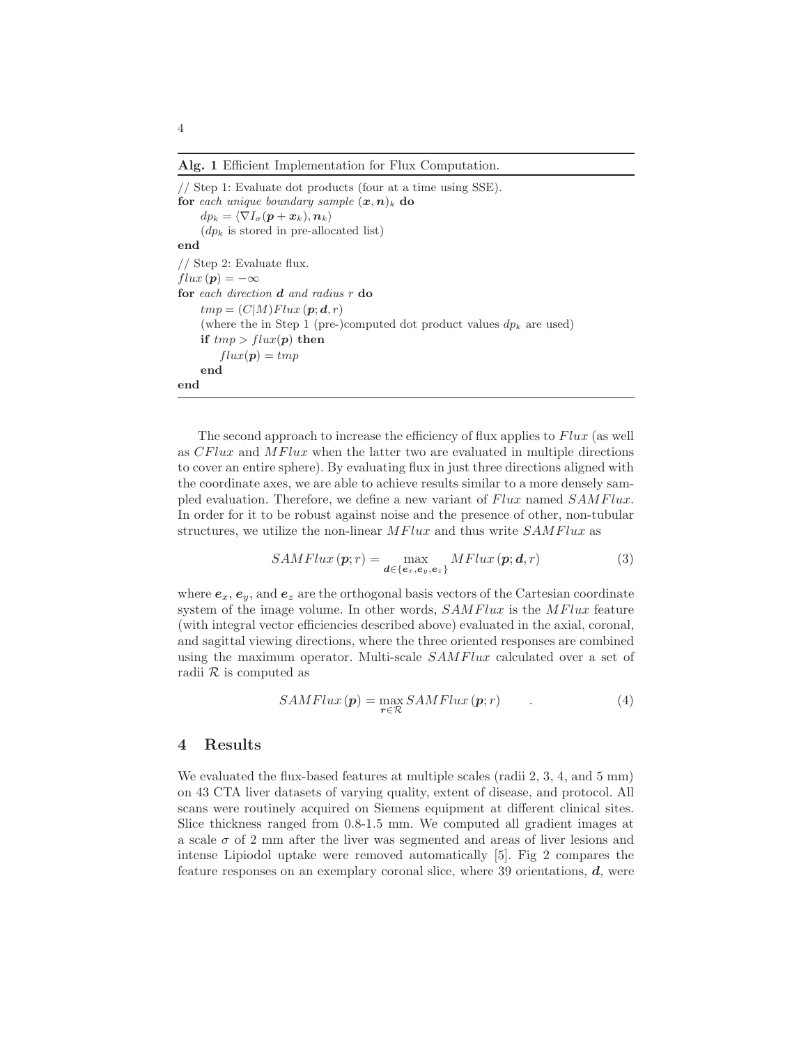**Alg. 1** Efficient Implementation for Flux Computation.

```
// Step 1: Evaluate dot products (four at a time using SSE).
for each unique boundary sample (x, n)_k do
    dp_k = ⟨∇I_σ(p + x_k), n_k⟩
    (dp_k is stored in pre-allocated list)
end
// Step 2: Evaluate flux.
flux(p) = −∞
for each direction d and radius r do
    tmp = (C|M)Flux(p; d, r)
    (where the in Step 1 (pre-)computed dot product values dp_k are used)
    if tmp > flux(p) then
        flux(p) = tmp
    end
end
```

The second approach to increase the efficiency of flux applies to $Flux$ (as well as $CFlux$ and $MFlux$ when the latter two are evaluated in multiple directions to cover an entire sphere). By evaluating flux in just three directions aligned with the coordinate axes, we are able to achieve results similar to a more densely sampled evaluation. Therefore, we define a new variant of $Flux$ named $SAMFlux$. In order for it to be robust against noise and the presence of other, non-tubular structures, we utilize the non-linear $MFlux$ and thus write $SAMFlux$ as

$$SAMFlux\,(\boldsymbol{p}; r) = \max_{\boldsymbol{d} \in \{\boldsymbol{e}_x, \boldsymbol{e}_y, \boldsymbol{e}_z\}} MFlux\,(\boldsymbol{p}; \boldsymbol{d}, r) \tag{3}$$

where $\boldsymbol{e}_x$, $\boldsymbol{e}_y$, and $\boldsymbol{e}_z$ are the orthogonal basis vectors of the Cartesian coordinate system of the image volume. In other words, $SAMFlux$ is the $MFlux$ feature (with integral vector efficiencies described above) evaluated in the axial, coronal, and sagittal viewing directions, where the three oriented responses are combined using the maximum operator. Multi-scale $SAMFlux$ calculated over a set of radii $\mathcal{R}$ is computed as

$$SAMFlux\,(\boldsymbol{p}) = \max_{\boldsymbol{r} \in \mathcal{R}} SAMFlux\,(\boldsymbol{p}; r) \qquad . \tag{4}$$

## 4 Results

We evaluated the flux-based features at multiple scales (radii 2, 3, 4, and 5 mm) on 43 CTA liver datasets of varying quality, extent of disease, and protocol. All scans were routinely acquired on Siemens equipment at different clinical sites. Slice thickness ranged from 0.8-1.5 mm. We computed all gradient images at a scale $\sigma$ of 2 mm after the liver was segmented and areas of liver lesions and intense Lipiodol uptake were removed automatically [5]. Fig 2 compares the feature responses on an exemplary coronal slice, where 39 orientations, $\boldsymbol{d}$, were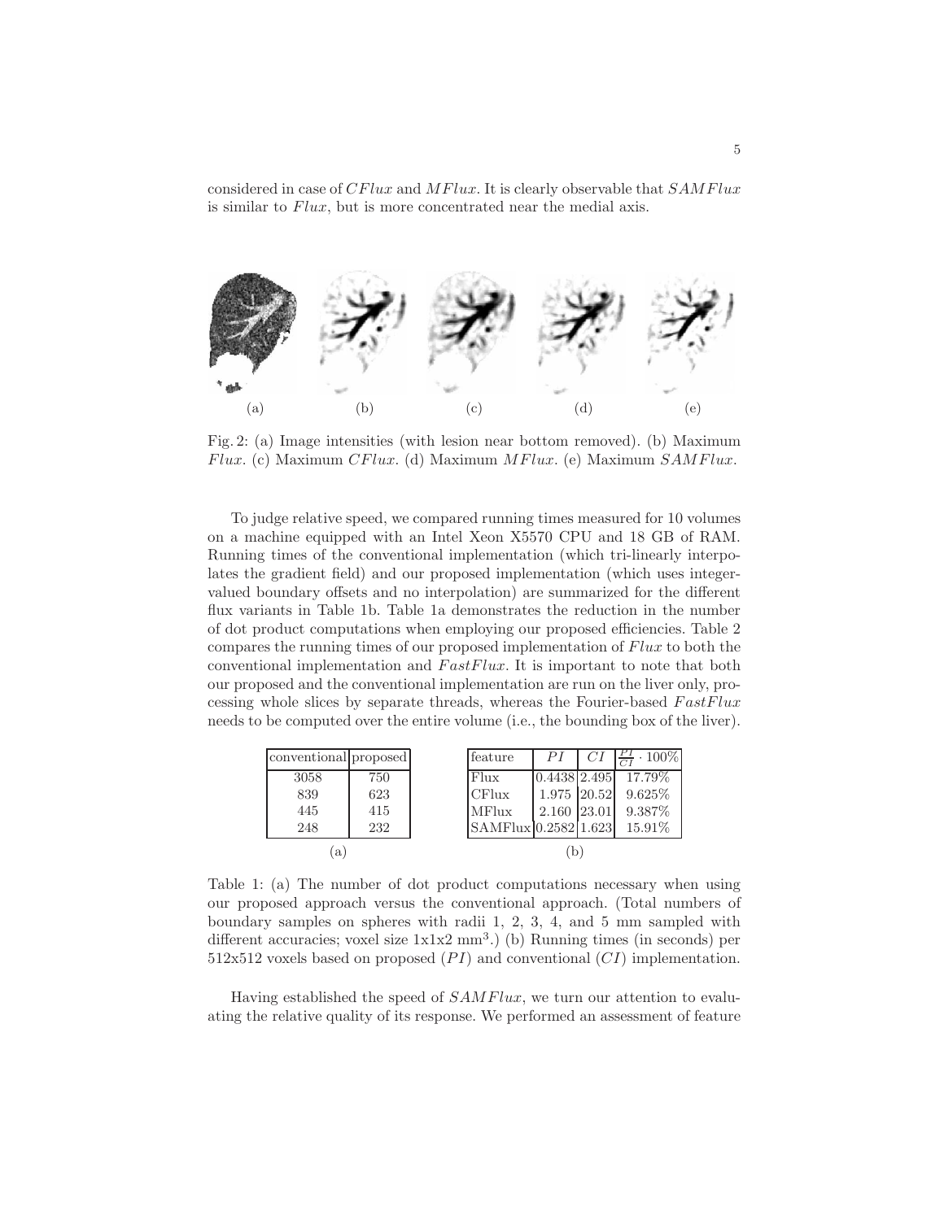considered in case of $CFlux$ and $MFlux$. It is clearly observable that $SAMFlux$ is similar to $Flux$, but is more concentrated near the medial axis.

Fig. 2: (a) Image intensities (with lesion near bottom removed). (b) Maximum $Flux$. (c) Maximum $CFlux$. (d) Maximum $MFlux$. (e) Maximum $SAMFlux$.

To judge relative speed, we compared running times measured for 10 volumes on a machine equipped with an Intel Xeon X5570 CPU and 18 GB of RAM. Running times of the conventional implementation (which tri-linearly interpolates the gradient field) and our proposed implementation (which uses integer-valued boundary offsets and no interpolation) are summarized for the different flux variants in Table 1b. Table 1a demonstrates the reduction in the number of dot product computations when employing our proposed efficiencies. Table 2 compares the running times of our proposed implementation of $Flux$ to both the conventional implementation and $FastFlux$. It is important to note that both our proposed and the conventional implementation are run on the liver only, processing whole slices by separate threads, whereas the Fourier-based $FastFlux$ needs to be computed over the entire volume (i.e., the bounding box of the liver).

(a)

| conventional | proposed |
|---|---|
| 3058 | 750 |
| 839 | 623 |
| 445 | 415 |
| 248 | 232 |

(b)

| feature | $PI$ | $CI$ | $\frac{PI}{CI} \cdot 100\%$ |
|---|---|---|---|
| Flux | 0.4438 | 2.495 | 17.79% |
| CFlux | 1.975 | 20.52 | 9.625% |
| MFlux | 2.160 | 23.01 | 9.387% |
| SAMFlux | 0.2582 | 1.623 | 15.91% |

Table 1: (a) The number of dot product computations necessary when using our proposed approach versus the conventional approach. (Total numbers of boundary samples on spheres with radii 1, 2, 3, 4, and 5 mm sampled with different accuracies; voxel size 1x1x2 mm$^3$.) (b) Running times (in seconds) per 512x512 voxels based on proposed ($PI$) and conventional ($CI$) implementation.

Having established the speed of $SAMFlux$, we turn our attention to evaluating the relative quality of its response. We performed an assessment of feature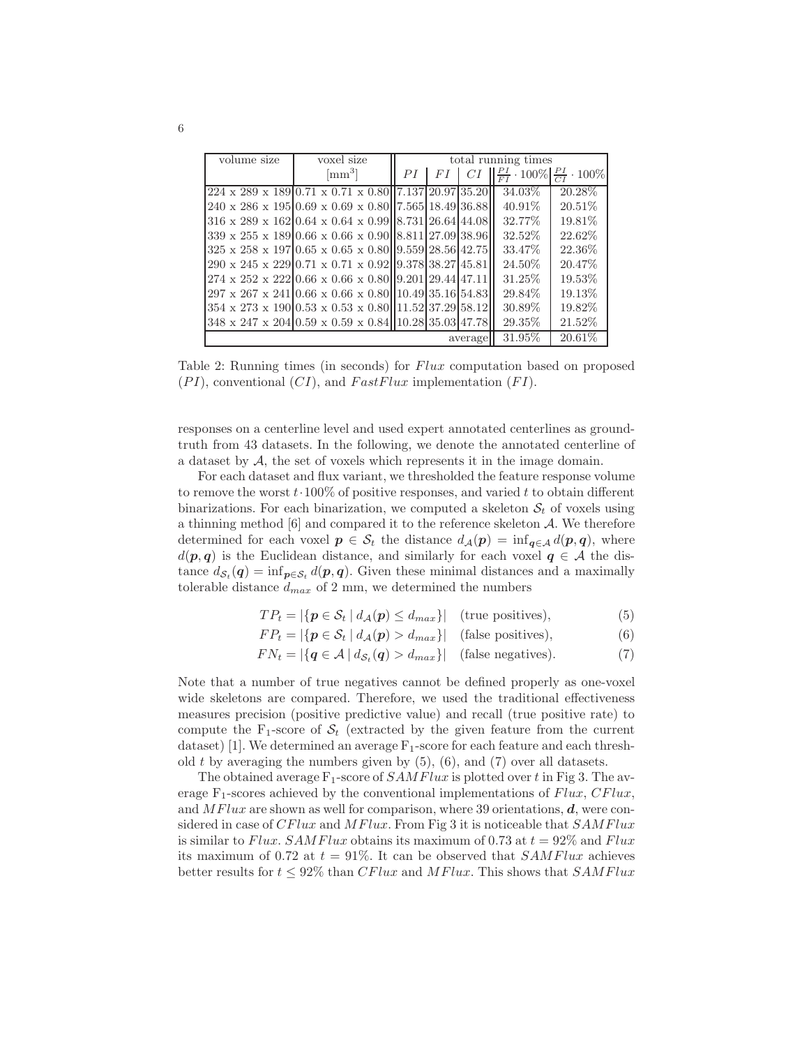| volume size | voxel size | total running times | | | | |
|---|---|---|---|---|---|---|
| | [mm$^3$] | $PI$ | $FI$ | $CI$ | $\frac{PI}{FI} \cdot 100\%$ | $\frac{PI}{CI} \cdot 100\%$ |
| 224 x 289 x 189 | 0.71 x 0.71 x 0.80 | 7.137 | 20.97 | 35.20 | 34.03% | 20.28% |
| 240 x 286 x 195 | 0.69 x 0.69 x 0.80 | 7.565 | 18.49 | 36.88 | 40.91% | 20.51% |
| 316 x 289 x 162 | 0.64 x 0.64 x 0.99 | 8.731 | 26.64 | 44.08 | 32.77% | 19.81% |
| 339 x 255 x 189 | 0.66 x 0.66 x 0.90 | 8.811 | 27.09 | 38.96 | 32.52% | 22.62% |
| 325 x 258 x 197 | 0.65 x 0.65 x 0.80 | 9.559 | 28.56 | 42.75 | 33.47% | 22.36% |
| 290 x 245 x 229 | 0.71 x 0.71 x 0.92 | 9.378 | 38.27 | 45.81 | 24.50% | 20.47% |
| 274 x 252 x 222 | 0.66 x 0.66 x 0.80 | 9.201 | 29.44 | 47.11 | 31.25% | 19.53% |
| 297 x 267 x 241 | 0.66 x 0.66 x 0.80 | 10.49 | 35.16 | 54.83 | 29.84% | 19.13% |
| 354 x 273 x 190 | 0.53 x 0.53 x 0.80 | 11.52 | 37.29 | 58.12 | 30.89% | 19.82% |
| 348 x 247 x 204 | 0.59 x 0.59 x 0.84 | 10.28 | 35.03 | 47.78 | 29.35% | 21.52% |
| | | | | average | 31.95% | 20.61% |

Table 2: Running times (in seconds) for $Flux$ computation based on proposed ($PI$), conventional ($CI$), and $FastFlux$ implementation ($FI$).

responses on a centerline level and used expert annotated centerlines as ground-truth from 43 datasets. In the following, we denote the annotated centerline of a dataset by $\mathcal{A}$, the set of voxels which represents it in the image domain.

For each dataset and flux variant, we thresholded the feature response volume to remove the worst $t \cdot 100\%$ of positive responses, and varied $t$ to obtain different binarizations. For each binarization, we computed a skeleton $\mathcal{S}_t$ of voxels using a thinning method [6] and compared it to the reference skeleton $\mathcal{A}$. We therefore determined for each voxel $\boldsymbol{p} \in \mathcal{S}_t$ the distance $d_{\mathcal{A}}(\boldsymbol{p}) = \inf_{\boldsymbol{q} \in \mathcal{A}} d(\boldsymbol{p}, \boldsymbol{q})$, where $d(\boldsymbol{p}, \boldsymbol{q})$ is the Euclidean distance, and similarly for each voxel $\boldsymbol{q} \in \mathcal{A}$ the distance $d_{\mathcal{S}_t}(\boldsymbol{q}) = \inf_{\boldsymbol{p} \in \mathcal{S}_t} d(\boldsymbol{p}, \boldsymbol{q})$. Given these minimal distances and a maximally tolerable distance $d_{max}$ of 2 mm, we determined the numbers

$$TP_t = |\{\boldsymbol{p} \in \mathcal{S}_t \mid d_{\mathcal{A}}(\boldsymbol{p}) \leq d_{max}\}| \quad \text{(true positives)}, \tag{5}$$

$$FP_t = |\{\boldsymbol{p} \in \mathcal{S}_t \mid d_{\mathcal{A}}(\boldsymbol{p}) > d_{max}\}| \quad \text{(false positives)}, \tag{6}$$

$$FN_t = |\{\boldsymbol{q} \in \mathcal{A} \mid d_{\mathcal{S}_t}(\boldsymbol{q}) > d_{max}\}| \quad \text{(false negatives)}. \tag{7}$$

Note that a number of true negatives cannot be defined properly as one-voxel wide skeletons are compared. Therefore, we used the traditional effectiveness measures precision (positive predictive value) and recall (true positive rate) to compute the $\text{F}_1$-score of $\mathcal{S}_t$ (extracted by the given feature from the current dataset) [1]. We determined an average $\text{F}_1$-score for each feature and each threshold $t$ by averaging the numbers given by (5), (6), and (7) over all datasets.

The obtained average $\text{F}_1$-score of $SAMFlux$ is plotted over $t$ in Fig 3. The average $\text{F}_1$-scores achieved by the conventional implementations of $Flux$, $CFlux$, and $MFlux$ are shown as well for comparison, where 39 orientations, $\boldsymbol{d}$, were considered in case of $CFlux$ and $MFlux$. From Fig 3 it is noticeable that $SAMFlux$ is similar to $Flux$. $SAMFlux$ obtains its maximum of 0.73 at $t = 92\%$ and $Flux$ its maximum of 0.72 at $t = 91\%$. It can be observed that $SAMFlux$ achieves better results for $t \leq 92\%$ than $CFlux$ and $MFlux$. This shows that $SAMFlux$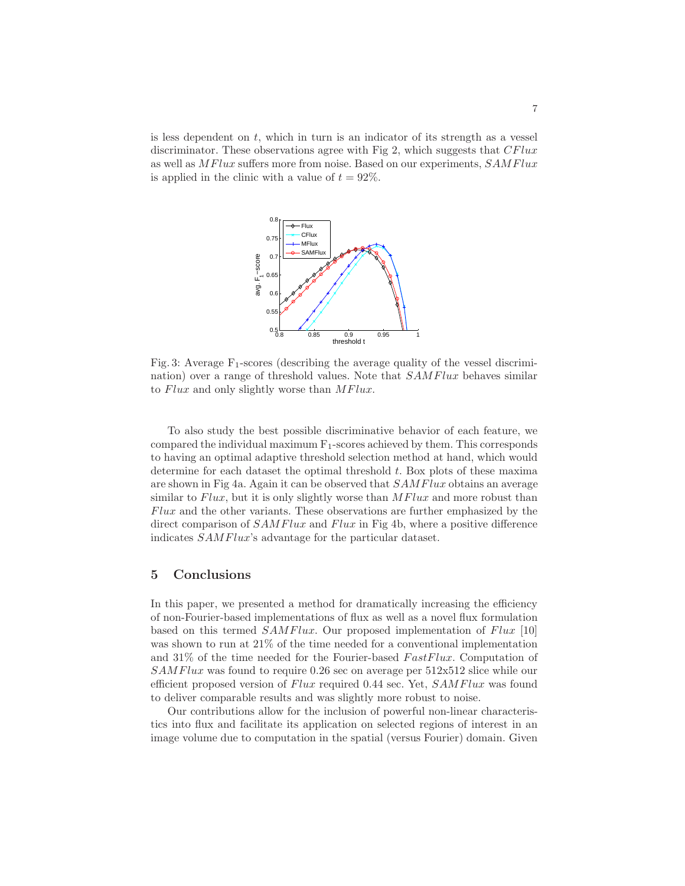is less dependent on $t$, which in turn is an indicator of its strength as a vessel discriminator. These observations agree with Fig 2, which suggests that $CFlux$ as well as $MFlux$ suffers more from noise. Based on our experiments, $SAMFlux$ is applied in the clinic with a value of $t = 92\%$.

Fig. 3: Average $F_1$-scores (describing the average quality of the vessel discrimination) over a range of threshold values. Note that $SAMFlux$ behaves similar to $Flux$ and only slightly worse than $MFlux$.

To also study the best possible discriminative behavior of each feature, we compared the individual maximum $F_1$-scores achieved by them. This corresponds to having an optimal adaptive threshold selection method at hand, which would determine for each dataset the optimal threshold $t$. Box plots of these maxima are shown in Fig 4a. Again it can be observed that $SAMFlux$ obtains an average similar to $Flux$, but it is only slightly worse than $MFlux$ and more robust than $Flux$ and the other variants. These observations are further emphasized by the direct comparison of $SAMFlux$ and $Flux$ in Fig 4b, where a positive difference indicates $SAMFlux$'s advantage for the particular dataset.

## 5 Conclusions

In this paper, we presented a method for dramatically increasing the efficiency of non-Fourier-based implementations of flux as well as a novel flux formulation based on this termed $SAMFlux$. Our proposed implementation of $Flux$ [10] was shown to run at 21% of the time needed for a conventional implementation and 31% of the time needed for the Fourier-based $FastFlux$. Computation of $SAMFlux$ was found to require 0.26 sec on average per 512x512 slice while our efficient proposed version of $Flux$ required 0.44 sec. Yet, $SAMFlux$ was found to deliver comparable results and was slightly more robust to noise.

Our contributions allow for the inclusion of powerful non-linear characteristics into flux and facilitate its application on selected regions of interest in an image volume due to computation in the spatial (versus Fourier) domain. Given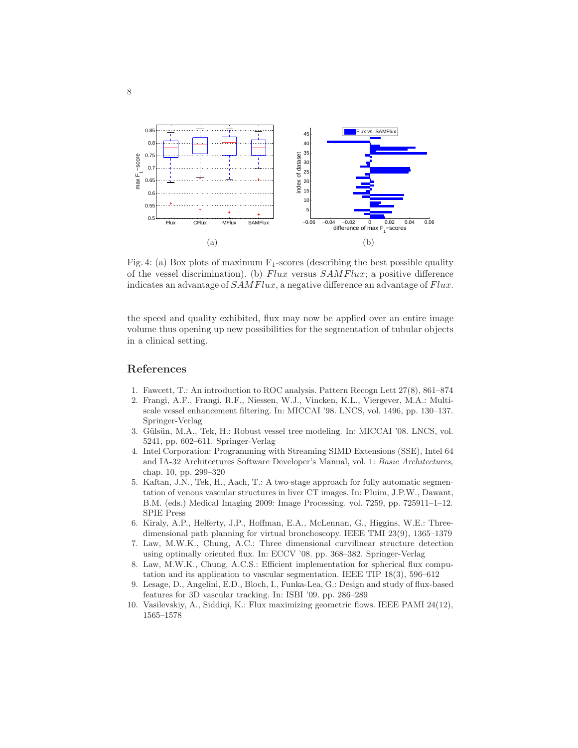max $F_1$–score

0.85
0.8
0.75
0.7
0.65
0.6
0.55
0.5

Flux CFlux MFlux SAMFlux

(a)

Flux vs. SAMFlux

index of dataset

45
40
35
30
25
20
15
10
5

−0.06 −0.04 −0.02 0 0.02 0.04 0.06

difference of max $F_1$–scores

(b)

Fig. 4: (a) Box plots of maximum $F_1$-scores (describing the best possible quality of the vessel discrimination). (b) *Flux* versus *SAMFlux*; a positive difference indicates an advantage of *SAMFlux*, a negative difference an advantage of *Flux*.

the speed and quality exhibited, flux may now be applied over an entire image volume thus opening up new possibilities for the segmentation of tubular objects in a clinical setting.

## References

1. Fawcett, T.: An introduction to ROC analysis. Pattern Recogn Lett 27(8), 861–874
2. Frangi, A.F., Frangi, R.F., Niessen, W.J., Vincken, K.L., Viergever, M.A.: Multi-scale vessel enhancement filtering. In: MICCAI '98. LNCS, vol. 1496, pp. 130–137. Springer-Verlag
3. Gülsün, M.A., Tek, H.: Robust vessel tree modeling. In: MICCAI '08. LNCS, vol. 5241, pp. 602–611. Springer-Verlag
4. Intel Corporation: Programming with Streaming SIMD Extensions (SSE), Intel 64 and IA-32 Architectures Software Developer's Manual, vol. 1: *Basic Architectures*, chap. 10, pp. 299–320
5. Kaftan, J.N., Tek, H., Aach, T.: A two-stage approach for fully automatic segmentation of venous vascular structures in liver CT images. In: Pluim, J.P.W., Dawant, B.M. (eds.) Medical Imaging 2009: Image Processing. vol. 7259, pp. 725911–1–12. SPIE Press
6. Kiraly, A.P., Helferty, J.P., Hoffman, E.A., McLennan, G., Higgins, W.E.: Three-dimensional path planning for virtual bronchoscopy. IEEE TMI 23(9), 1365–1379
7. Law, M.W.K., Chung, A.C.: Three dimensional curvilinear structure detection using optimally oriented flux. In: ECCV '08. pp. 368–382. Springer-Verlag
8. Law, M.W.K., Chung, A.C.S.: Efficient implementation for spherical flux computation and its application to vascular segmentation. IEEE TIP 18(3), 596–612
9. Lesage, D., Angelini, E.D., Bloch, I., Funka-Lea, G.: Design and study of flux-based features for 3D vascular tracking. In: ISBI '09. pp. 286–289
10. Vasilevskiy, A., Siddiqi, K.: Flux maximizing geometric flows. IEEE PAMI 24(12), 1565–1578